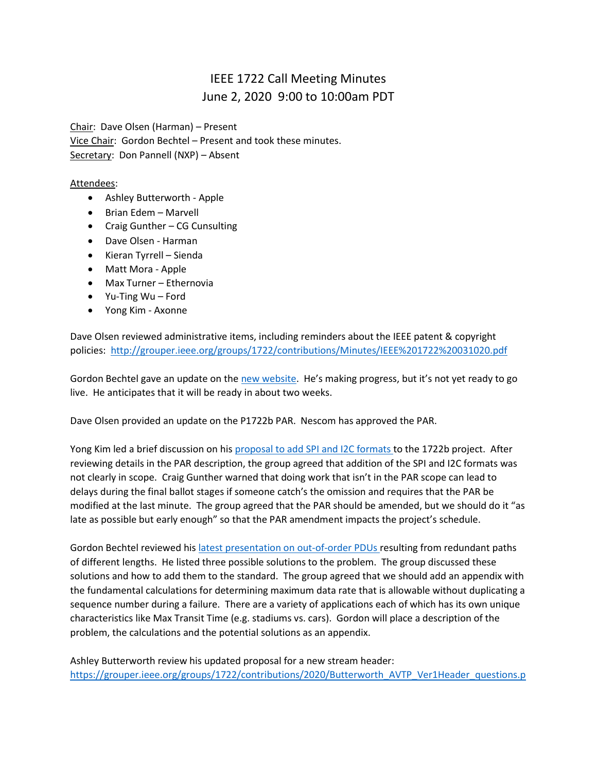# IEEE 1722 Call Meeting Minutes
## June 2, 2020 9:00 to 10:00am PDT

Chair: Dave Olsen (Harman) – Present
Vice Chair: Gordon Bechtel – Present and took these minutes.
Secretary: Don Pannell (NXP) – Absent

Attendees:

- Ashley Butterworth - Apple
- Brian Edem – Marvell
- Craig Gunther – CG Cunsulting
- Dave Olsen - Harman
- Kieran Tyrrell – Sienda
- Matt Mora - Apple
- Max Turner – Ethernovia
- Yu-Ting Wu – Ford
- Yong Kim - Axonne

Dave Olsen reviewed administrative items, including reminders about the IEEE patent & copyright policies: http://grouper.ieee.org/groups/1722/contributions/Minutes/IEEE%201722%20031020.pdf

Gordon Bechtel gave an update on the new website. He's making progress, but it's not yet ready to go live. He anticipates that it will be ready in about two weeks.

Dave Olsen provided an update on the P1722b PAR. Nescom has approved the PAR.

Yong Kim led a brief discussion on his proposal to add SPI and I2C formats to the 1722b project. After reviewing details in the PAR description, the group agreed that addition of the SPI and I2C formats was not clearly in scope. Craig Gunther warned that doing work that isn't in the PAR scope can lead to delays during the final ballot stages if someone catch's the omission and requires that the PAR be modified at the last minute. The group agreed that the PAR should be amended, but we should do it "as late as possible but early enough" so that the PAR amendment impacts the project's schedule.

Gordon Bechtel reviewed his latest presentation on out-of-order PDUs resulting from redundant paths of different lengths. He listed three possible solutions to the problem. The group discussed these solutions and how to add them to the standard. The group agreed that we should add an appendix with the fundamental calculations for determining maximum data rate that is allowable without duplicating a sequence number during a failure. There are a variety of applications each of which has its own unique characteristics like Max Transit Time (e.g. stadiums vs. cars). Gordon will place a description of the problem, the calculations and the potential solutions as an appendix.

Ashley Butterworth review his updated proposal for a new stream header: https://grouper.ieee.org/groups/1722/contributions/2020/Butterworth_AVTP_Ver1Header_questions.p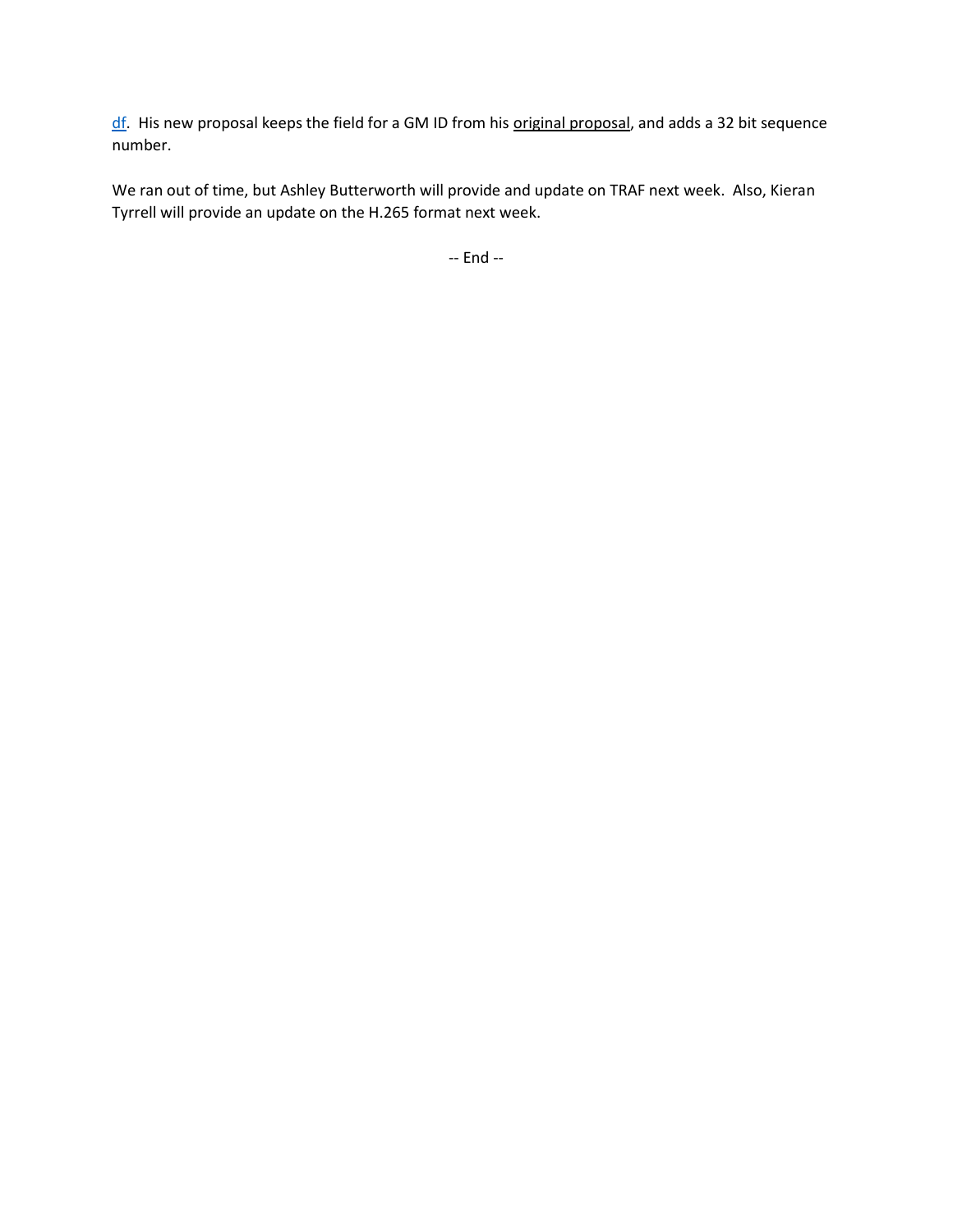df. His new proposal keeps the field for a GM ID from his original proposal, and adds a 32 bit sequence number.

We ran out of time, but Ashley Butterworth will provide and update on TRAF next week. Also, Kieran Tyrrell will provide an update on the H.265 format next week.

-- End --